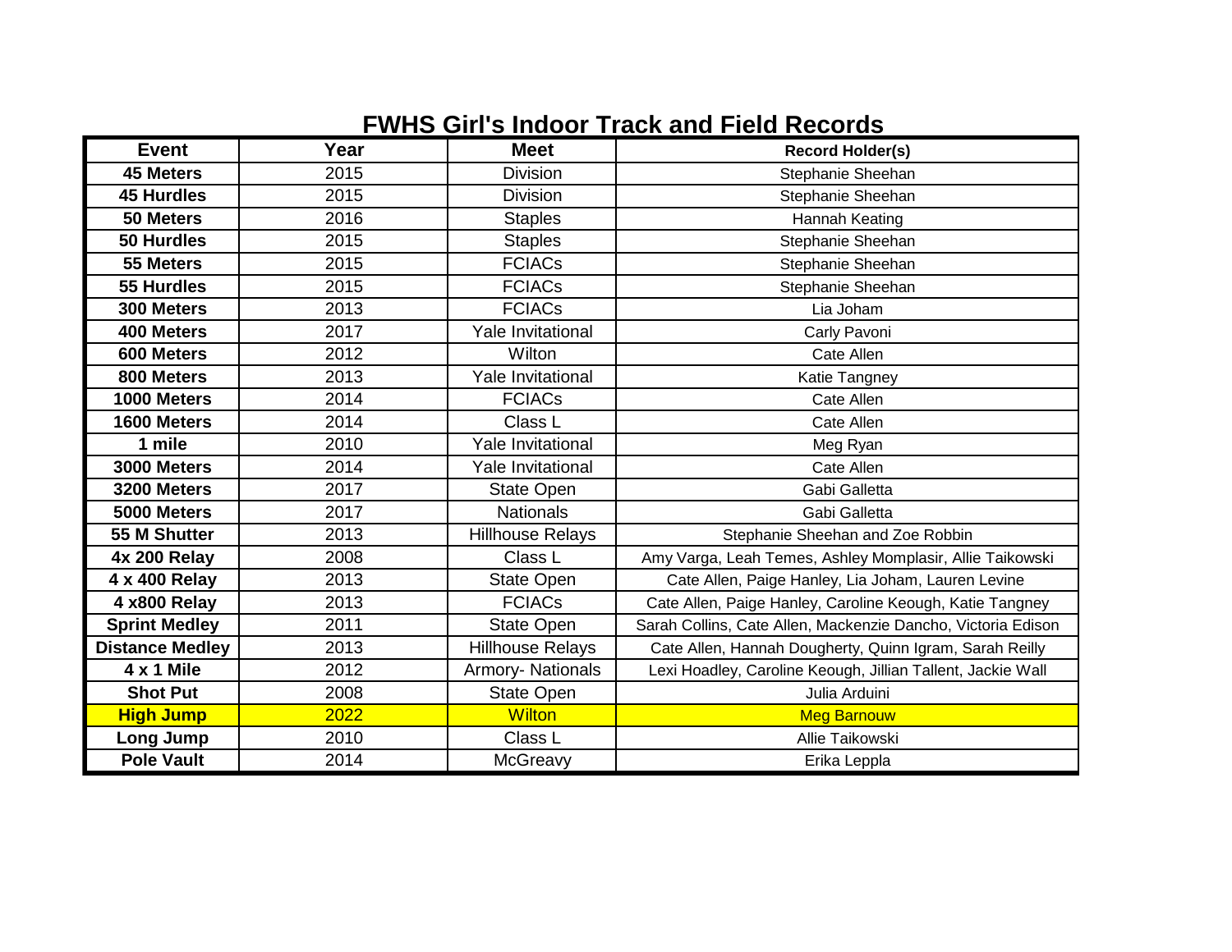# FWHS Girl's Indoor Track and Field Records

| Event | Year | Meet | Record Holder(s) |
|---|---|---|---|
| **45 Meters** | 2015 | Division | Stephanie Sheehan |
| **45 Hurdles** | 2015 | Division | Stephanie Sheehan |
| **50 Meters** | 2016 | Staples | Hannah Keating |
| **50 Hurdles** | 2015 | Staples | Stephanie Sheehan |
| **55 Meters** | 2015 | FCIACs | Stephanie Sheehan |
| **55 Hurdles** | 2015 | FCIACs | Stephanie Sheehan |
| **300 Meters** | 2013 | FCIACs | Lia Joham |
| **400 Meters** | 2017 | Yale Invitational | Carly Pavoni |
| **600 Meters** | 2012 | Wilton | Cate Allen |
| **800 Meters** | 2013 | Yale Invitational | Katie Tangney |
| **1000 Meters** | 2014 | FCIACs | Cate Allen |
| **1600 Meters** | 2014 | Class L | Cate Allen |
| **1 mile** | 2010 | Yale Invitational | Meg Ryan |
| **3000 Meters** | 2014 | Yale Invitational | Cate Allen |
| **3200 Meters** | 2017 | State Open | Gabi Galletta |
| **5000 Meters** | 2017 | Nationals | Gabi Galletta |
| **55 M Shutter** | 2013 | Hillhouse Relays | Stephanie Sheehan and Zoe Robbin |
| **4x 200 Relay** | 2008 | Class L | Amy Varga, Leah Temes, Ashley Momplasir, Allie Taikowski |
| **4 x 400 Relay** | 2013 | State Open | Cate Allen, Paige Hanley, Lia Joham, Lauren Levine |
| **4 x800 Relay** | 2013 | FCIACs | Cate Allen, Paige Hanley, Caroline Keough, Katie Tangney |
| **Sprint Medley** | 2011 | State Open | Sarah Collins, Cate Allen, Mackenzie Dancho, Victoria Edison |
| **Distance Medley** | 2013 | Hillhouse Relays | Cate Allen, Hannah Dougherty, Quinn Igram, Sarah Reilly |
| **4 x 1 Mile** | 2012 | Armory- Nationals | Lexi Hoadley, Caroline Keough, Jillian Tallent, Jackie Wall |
| **Shot Put** | 2008 | State Open | Julia Arduini |
| **High Jump** | 2022 | Wilton | Meg Barnouw |
| **Long Jump** | 2010 | Class L | Allie Taikowski |
| **Pole Vault** | 2014 | McGreavy | Erika Leppla |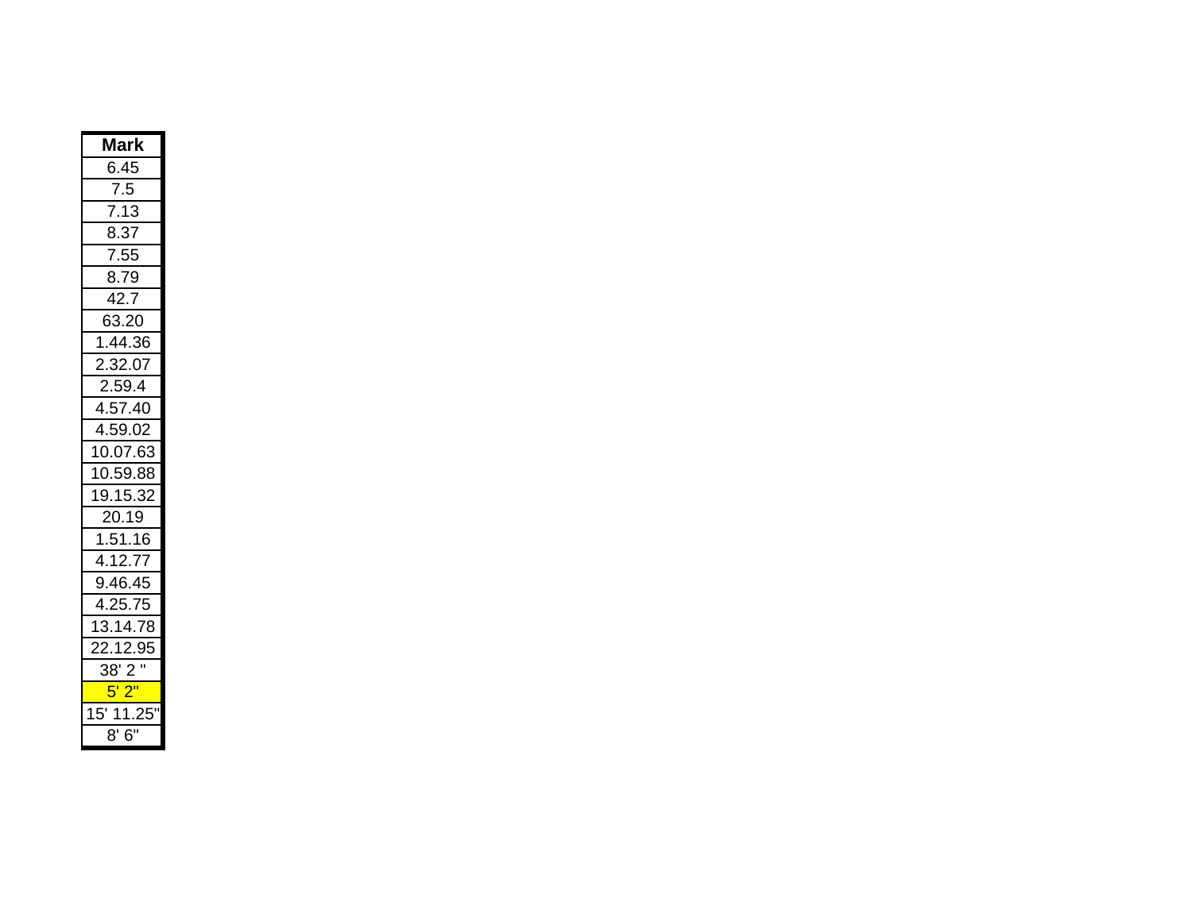| Mark |
| --- |
| 6.45 |
| 7.5 |
| 7.13 |
| 8.37 |
| 7.55 |
| 8.79 |
| 42.7 |
| 63.20 |
| 1.44.36 |
| 2.32.07 |
| 2.59.4 |
| 4.57.40 |
| 4.59.02 |
| 10.07.63 |
| 10.59.88 |
| 19.15.32 |
| 20.19 |
| 1.51.16 |
| 4.12.77 |
| 9.46.45 |
| 4.25.75 |
| 13.14.78 |
| 22.12.95 |
| 38' 2 " |
| 5' 2" |
| 15' 11.25" |
| 8' 6" |